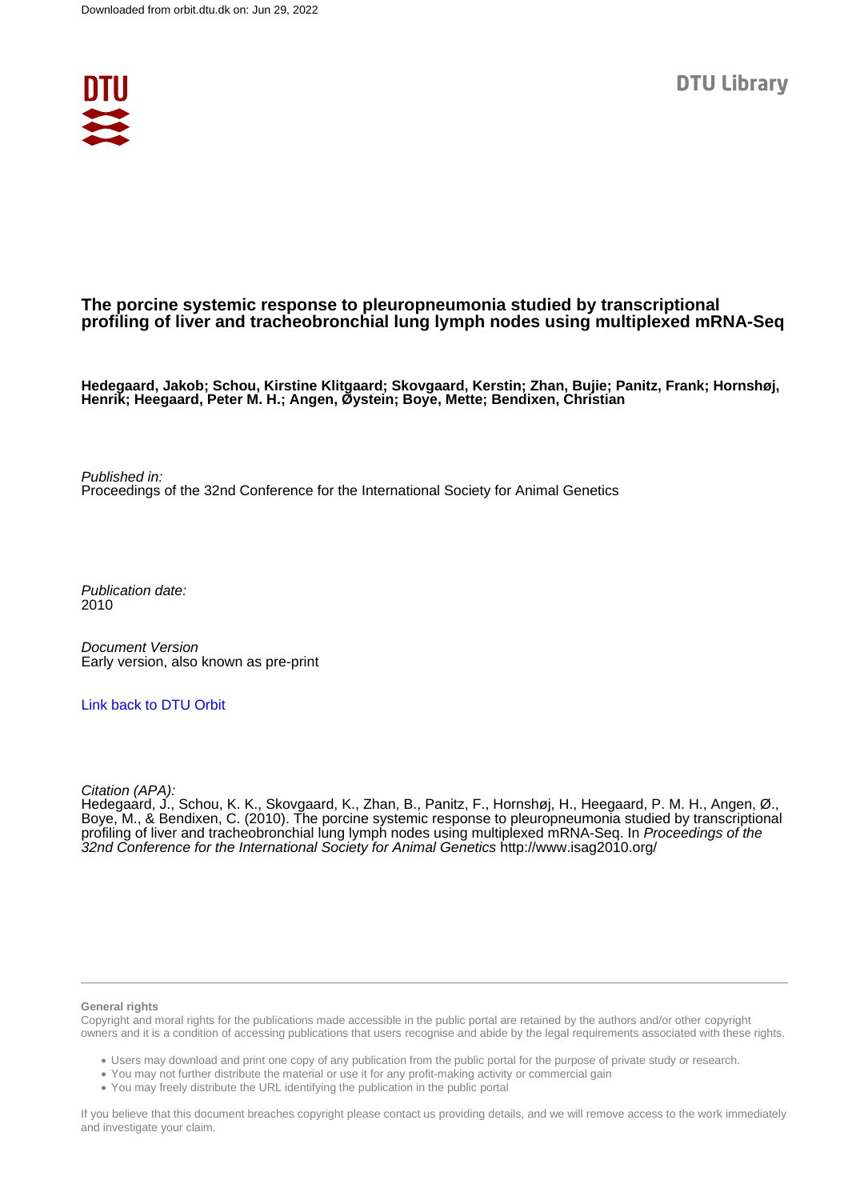Downloaded from orbit.dtu.dk on: Jun 29, 2022

DTU Library

# The porcine systemic response to pleuropneumonia studied by transcriptional profiling of liver and tracheobronchial lung lymph nodes using multiplexed mRNA-Seq

**Hedegaard, Jakob; Schou, Kirstine Klitgaard; Skovgaard, Kerstin; Zhan, Bujie; Panitz, Frank; Hornshøj, Henrik; Heegaard, Peter M. H.; Angen, Øystein; Boye, Mette; Bendixen, Christian**

*Published in:*
Proceedings of the 32nd Conference for the International Society for Animal Genetics

*Publication date:*
2010

*Document Version*
Early version, also known as pre-print

[Link back to DTU Orbit]

*Citation (APA):*
Hedegaard, J., Schou, K. K., Skovgaard, K., Zhan, B., Panitz, F., Hornshøj, H., Heegaard, P. M. H., Angen, Ø., Boye, M., & Bendixen, C. (2010). The porcine systemic response to pleuropneumonia studied by transcriptional profiling of liver and tracheobronchial lung lymph nodes using multiplexed mRNA-Seq. In *Proceedings of the 32nd Conference for the International Society for Animal Genetics* http://www.isag2010.org/

**General rights**
Copyright and moral rights for the publications made accessible in the public portal are retained by the authors and/or other copyright owners and it is a condition of accessing publications that users recognise and abide by the legal requirements associated with these rights.

- Users may download and print one copy of any publication from the public portal for the purpose of private study or research.
- You may not further distribute the material or use it for any profit-making activity or commercial gain
- You may freely distribute the URL identifying the publication in the public portal

If you believe that this document breaches copyright please contact us providing details, and we will remove access to the work immediately and investigate your claim.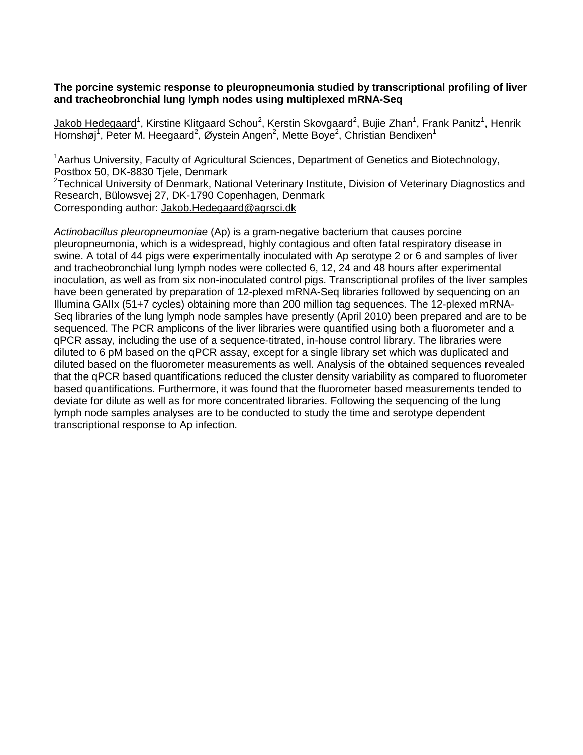**The porcine systemic response to pleuropneumonia studied by transcriptional profiling of liver and tracheobronchial lung lymph nodes using multiplexed mRNA-Seq**

Jakob Hedegaard[1], Kirstine Klitgaard Schou[2], Kerstin Skovgaard[2], Bujie Zhan[1], Frank Panitz[1], Henrik Hornshøj[1], Peter M. Heegaard[2], Øystein Angen[2], Mette Boye[2], Christian Bendixen[1]

[1]Aarhus University, Faculty of Agricultural Sciences, Department of Genetics and Biotechnology, Postbox 50, DK-8830 Tjele, Denmark
[2]Technical University of Denmark, National Veterinary Institute, Division of Veterinary Diagnostics and Research, Bülowsvej 27, DK-1790 Copenhagen, Denmark
Corresponding author: Jakob.Hedegaard@agrsci.dk

*Actinobacillus pleuropneumoniae* (Ap) is a gram-negative bacterium that causes porcine pleuropneumonia, which is a widespread, highly contagious and often fatal respiratory disease in swine. A total of 44 pigs were experimentally inoculated with Ap serotype 2 or 6 and samples of liver and tracheobronchial lung lymph nodes were collected 6, 12, 24 and 48 hours after experimental inoculation, as well as from six non-inoculated control pigs. Transcriptional profiles of the liver samples have been generated by preparation of 12-plexed mRNA-Seq libraries followed by sequencing on an Illumina GAIIx (51+7 cycles) obtaining more than 200 million tag sequences. The 12-plexed mRNA-Seq libraries of the lung lymph node samples have presently (April 2010) been prepared and are to be sequenced. The PCR amplicons of the liver libraries were quantified using both a fluorometer and a qPCR assay, including the use of a sequence-titrated, in-house control library. The libraries were diluted to 6 pM based on the qPCR assay, except for a single library set which was duplicated and diluted based on the fluorometer measurements as well. Analysis of the obtained sequences revealed that the qPCR based quantifications reduced the cluster density variability as compared to fluorometer based quantifications. Furthermore, it was found that the fluorometer based measurements tended to deviate for dilute as well as for more concentrated libraries. Following the sequencing of the lung lymph node samples analyses are to be conducted to study the time and serotype dependent transcriptional response to Ap infection.